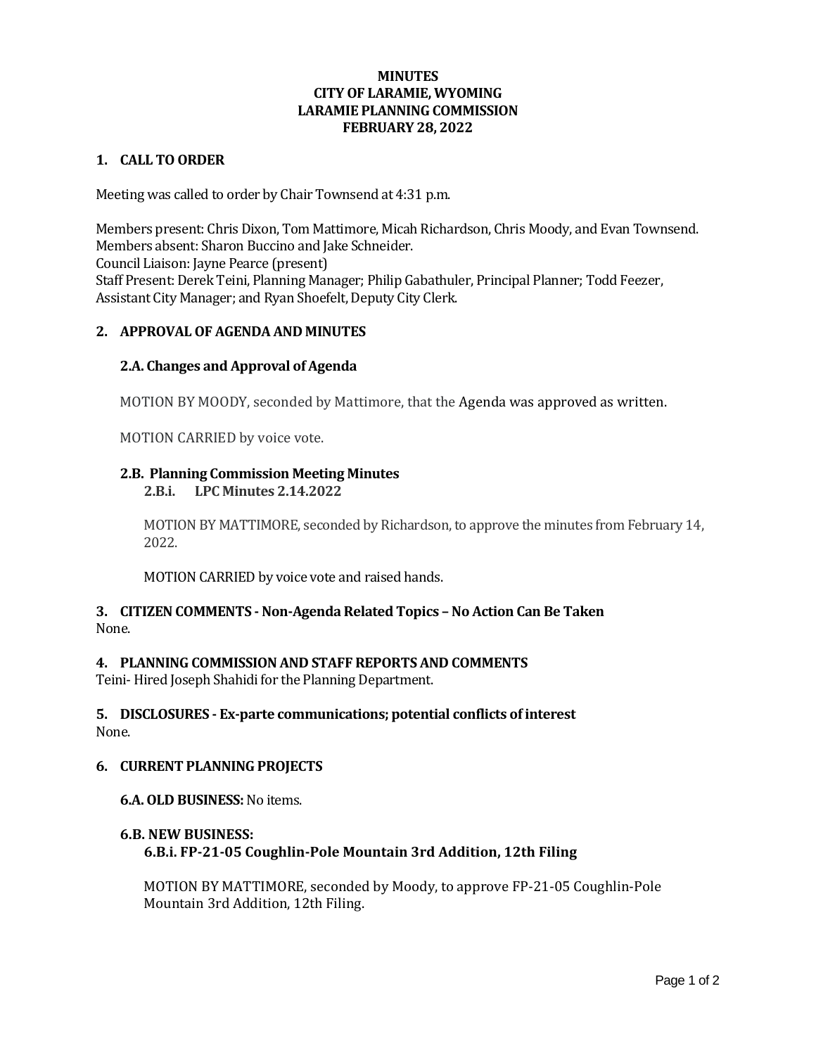**MINUTES**
**CITY OF LARAMIE, WYOMING**
**LARAMIE PLANNING COMMISSION**
**FEBRUARY 28, 2022**

## 1. CALL TO ORDER

Meeting was called to order by Chair Townsend at 4:31 p.m.

Members present: Chris Dixon, Tom Mattimore, Micah Richardson, Chris Moody, and Evan Townsend.
Members absent: Sharon Buccino and Jake Schneider.
Council Liaison: Jayne Pearce (present)
Staff Present: Derek Teini, Planning Manager; Philip Gabathuler, Principal Planner; Todd Feezer, Assistant City Manager; and Ryan Shoefelt, Deputy City Clerk.

## 2. APPROVAL OF AGENDA AND MINUTES

### 2.A. Changes and Approval of Agenda

MOTION BY MOODY, seconded by Mattimore, that the Agenda was approved as written.

MOTION CARRIED by voice vote.

### 2.B. Planning Commission Meeting Minutes

**2.B.i. LPC Minutes 2.14.2022**

MOTION BY MATTIMORE, seconded by Richardson, to approve the minutes from February 14, 2022.

MOTION CARRIED by voice vote and raised hands.

## 3. CITIZEN COMMENTS - Non-Agenda Related Topics – No Action Can Be Taken

None.

## 4. PLANNING COMMISSION AND STAFF REPORTS AND COMMENTS

Teini- Hired Joseph Shahidi for the Planning Department.

## 5. DISCLOSURES - Ex-parte communications; potential conflicts of interest

None.

## 6. CURRENT PLANNING PROJECTS

**6.A. OLD BUSINESS:** No items.

**6.B. NEW BUSINESS:**

**6.B.i. FP-21-05 Coughlin-Pole Mountain 3rd Addition, 12th Filing**

MOTION BY MATTIMORE, seconded by Moody, to approve FP-21-05 Coughlin-Pole Mountain 3rd Addition, 12th Filing.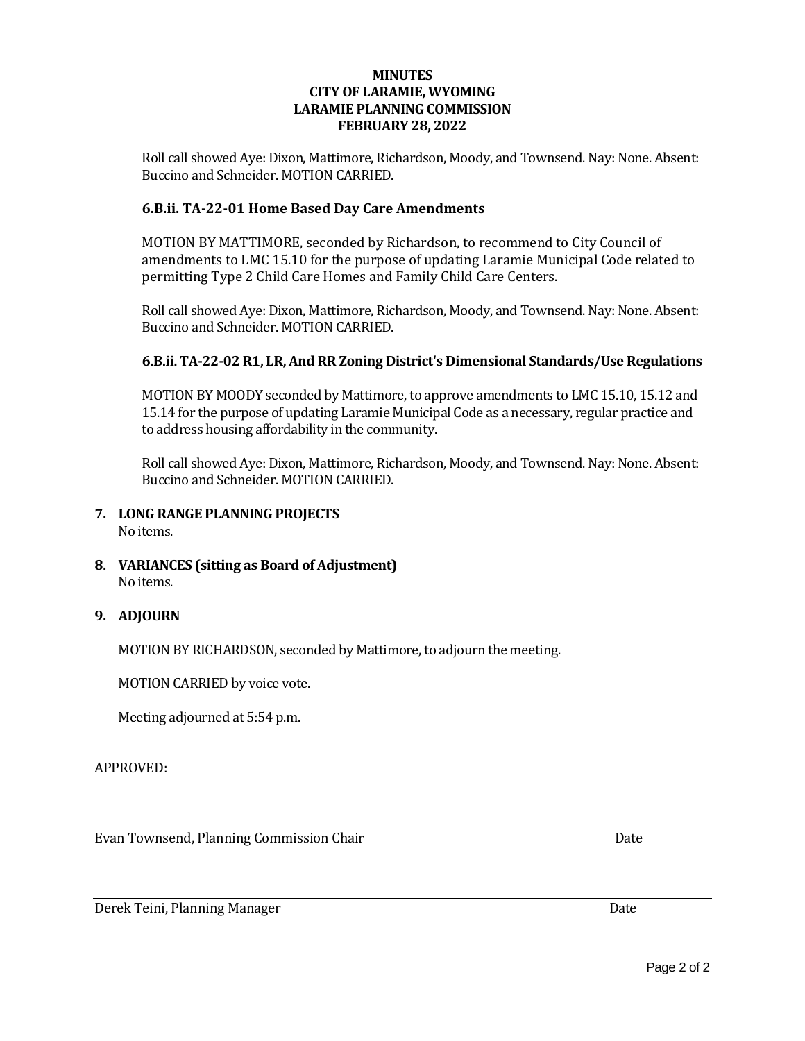**MINUTES**
**CITY OF LARAMIE, WYOMING**
**LARAMIE PLANNING COMMISSION**
**FEBRUARY 28, 2022**

Roll call showed Aye: Dixon, Mattimore, Richardson, Moody, and Townsend. Nay: None. Absent: Buccino and Schneider. MOTION CARRIED.

### 6.B.ii. TA-22-01 Home Based Day Care Amendments

MOTION BY MATTIMORE, seconded by Richardson, to recommend to City Council of amendments to LMC 15.10 for the purpose of updating Laramie Municipal Code related to permitting Type 2 Child Care Homes and Family Child Care Centers.

Roll call showed Aye: Dixon, Mattimore, Richardson, Moody, and Townsend. Nay: None. Absent: Buccino and Schneider. MOTION CARRIED.

### 6.B.ii. TA-22-02 R1, LR, And RR Zoning District's Dimensional Standards/Use Regulations

MOTION BY MOODY seconded by Mattimore, to approve amendments to LMC 15.10, 15.12 and 15.14 for the purpose of updating Laramie Municipal Code as a necessary, regular practice and to address housing affordability in the community.

Roll call showed Aye: Dixon, Mattimore, Richardson, Moody, and Townsend. Nay: None. Absent: Buccino and Schneider. MOTION CARRIED.

## 7. LONG RANGE PLANNING PROJECTS

No items.

## 8. VARIANCES (sitting as Board of Adjustment)

No items.

## 9. ADJOURN

MOTION BY RICHARDSON, seconded by Mattimore, to adjourn the meeting.

MOTION CARRIED by voice vote.

Meeting adjourned at 5:54 p.m.

APPROVED:

Evan Townsend, Planning Commission Chair    Date

Derek Teini, Planning Manager    Date